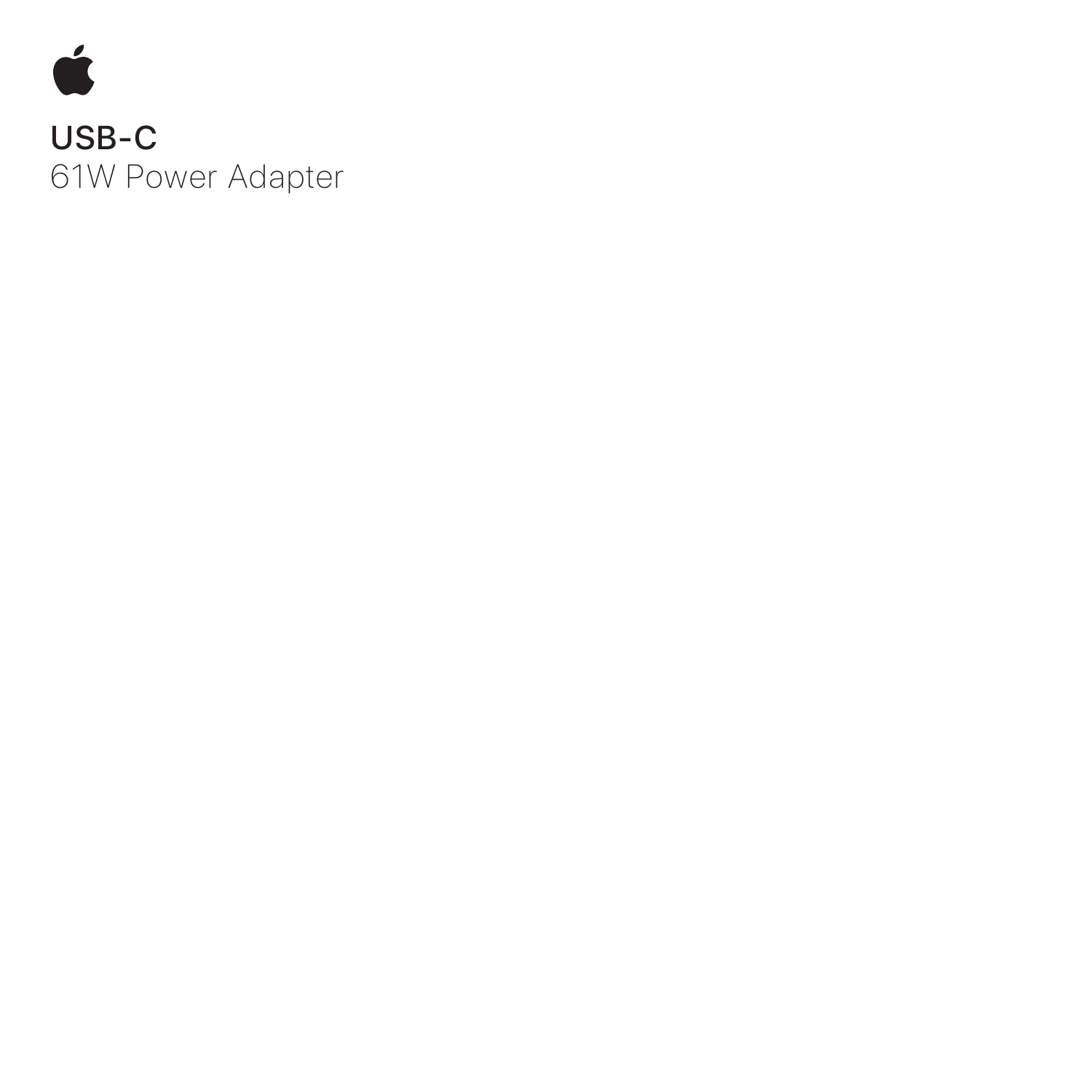# USB-C

61W Power Adapter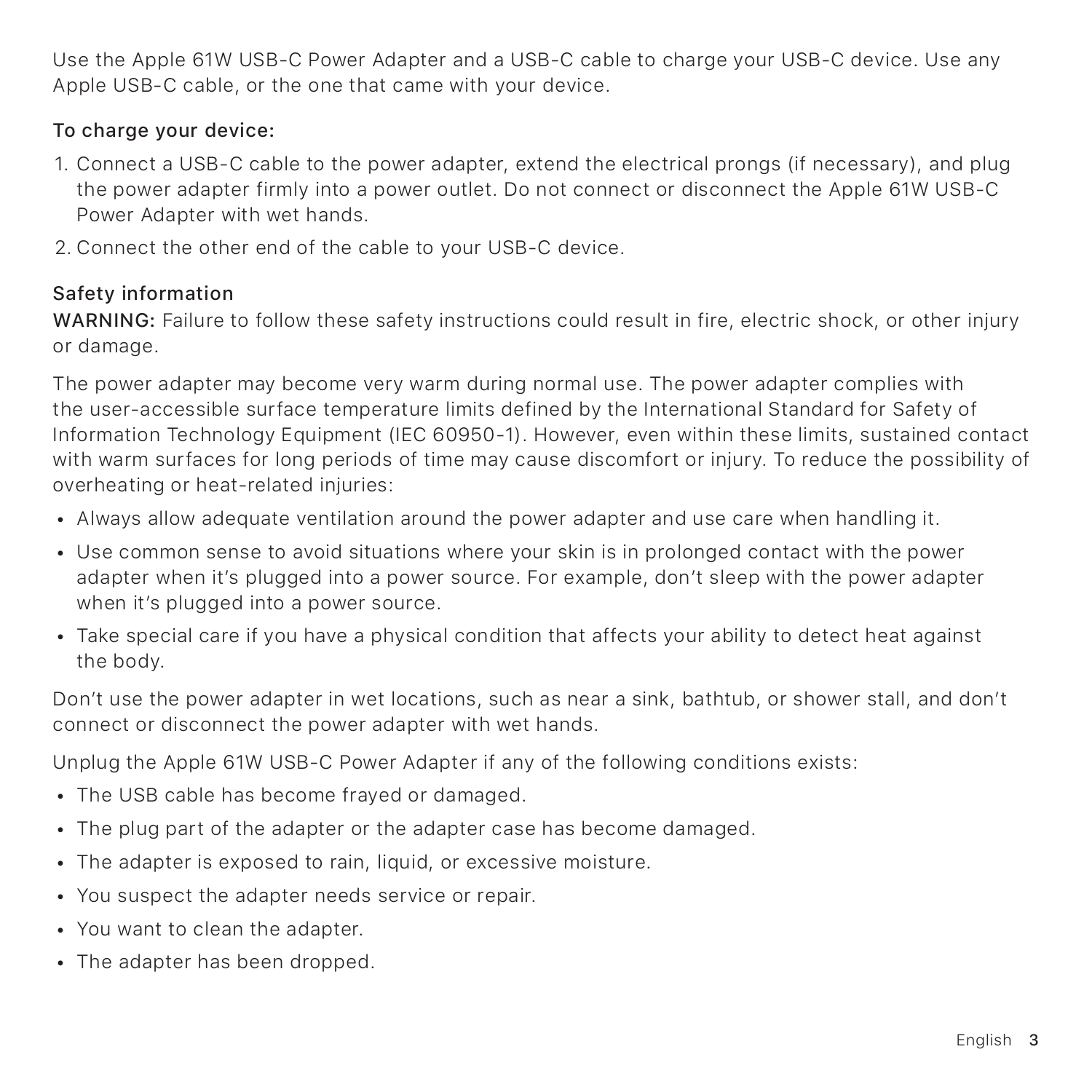Use the Apple 61W USB-C Power Adapter and a USB-C cable to charge your USB-C device. Use any Apple USB-C cable, or the one that came with your device.

### To charge your device:

1. Connect a USB-C cable to the power adapter, extend the electrical prongs (if necessary), and plug the power adapter firmly into a power outlet. Do not connect or disconnect the Apple 61W USB-C Power Adapter with wet hands.
2. Connect the other end of the cable to your USB-C device.

### Safety information

**WARNING:** Failure to follow these safety instructions could result in fire, electric shock, or other injury or damage.

The power adapter may become very warm during normal use. The power adapter complies with the user-accessible surface temperature limits defined by the International Standard for Safety of Information Technology Equipment (IEC 60950-1). However, even within these limits, sustained contact with warm surfaces for long periods of time may cause discomfort or injury. To reduce the possibility of overheating or heat-related injuries:

- Always allow adequate ventilation around the power adapter and use care when handling it.
- Use common sense to avoid situations where your skin is in prolonged contact with the power adapter when it's plugged into a power source. For example, don't sleep with the power adapter when it's plugged into a power source.
- Take special care if you have a physical condition that affects your ability to detect heat against the body.

Don't use the power adapter in wet locations, such as near a sink, bathtub, or shower stall, and don't connect or disconnect the power adapter with wet hands.

Unplug the Apple 61W USB-C Power Adapter if any of the following conditions exists:

- The USB cable has become frayed or damaged.
- The plug part of the adapter or the adapter case has become damaged.
- The adapter is exposed to rain, liquid, or excessive moisture.
- You suspect the adapter needs service or repair.
- You want to clean the adapter.
- The adapter has been dropped.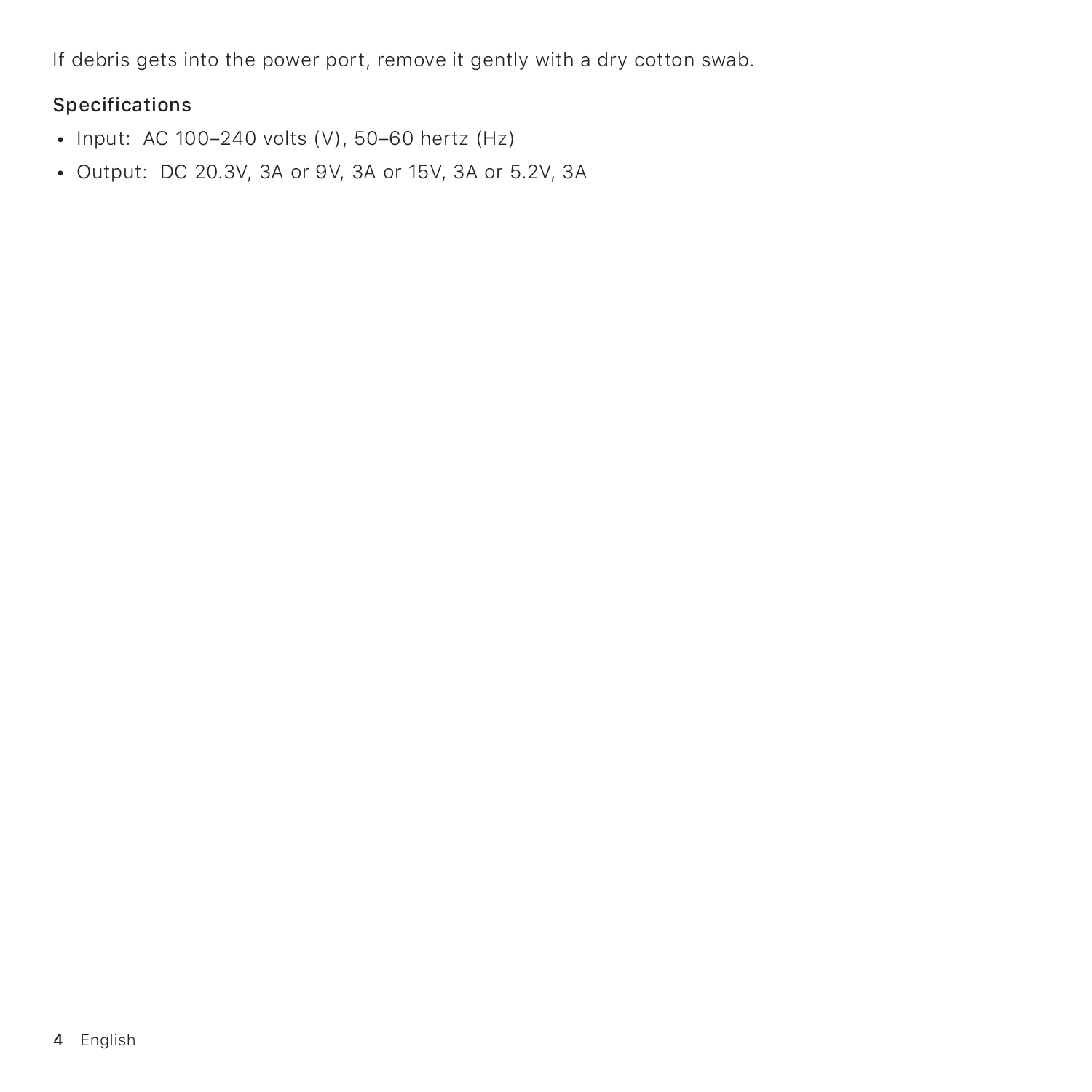If debris gets into the power port, remove it gently with a dry cotton swab.

## Specifications

- Input:  AC 100–240 volts (V), 50–60 hertz (Hz)
- Output:  DC 20.3V, 3A or 9V, 3A or 15V, 3A or 5.2V, 3A